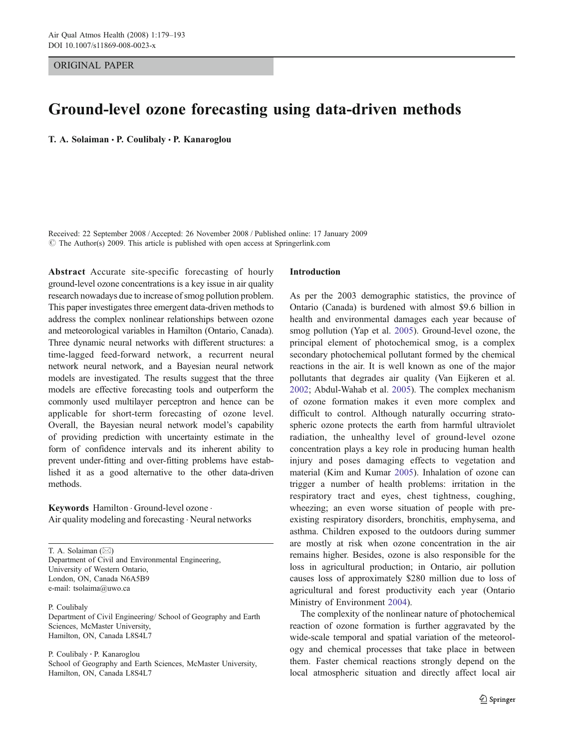ORIGINAL PAPER

# Ground-level ozone forecasting using data-driven methods

**T. A. Solaiman · P. Coulibaly · P. Kanaroglou**

Received: 22 September 2008 / Accepted: 26 November 2008 / Published online: 17 January 2009
© The Author(s) 2009. This article is published with open access at Springerlink.com

**Abstract** Accurate site-specific forecasting of hourly ground-level ozone concentrations is a key issue in air quality research nowadays due to increase of smog pollution problem. This paper investigates three emergent data-driven methods to address the complex nonlinear relationships between ozone and meteorological variables in Hamilton (Ontario, Canada). Three dynamic neural networks with different structures: a time-lagged feed-forward network, a recurrent neural network neural network, and a Bayesian neural network models are investigated. The results suggest that the three models are effective forecasting tools and outperform the commonly used multilayer perceptron and hence can be applicable for short-term forecasting of ozone level. Overall, the Bayesian neural network model's capability of providing prediction with uncertainty estimate in the form of confidence intervals and its inherent ability to prevent under-fitting and over-fitting problems have established it as a good alternative to the other data-driven methods.

**Keywords** Hamilton · Ground-level ozone · Air quality modeling and forecasting · Neural networks

T. A. Solaiman (✉)
Department of Civil and Environmental Engineering, University of Western Ontario, London, ON, Canada N6A5B9
e-mail: tsolaima@uwo.ca

P. Coulibaly
Department of Civil Engineering/ School of Geography and Earth Sciences, McMaster University, Hamilton, ON, Canada L8S4L7

P. Coulibaly · P. Kanaroglou
School of Geography and Earth Sciences, McMaster University, Hamilton, ON, Canada L8S4L7

## Introduction

As per the 2003 demographic statistics, the province of Ontario (Canada) is burdened with almost $9.6 billion in health and environmental damages each year because of smog pollution (Yap et al. 2005). Ground-level ozone, the principal element of photochemical smog, is a complex secondary photochemical pollutant formed by the chemical reactions in the air. It is well known as one of the major pollutants that degrades air quality (Van Eijkeren et al. 2002; Abdul-Wahab et al. 2005). The complex mechanism of ozone formation makes it even more complex and difficult to control. Although naturally occurring stratospheric ozone protects the earth from harmful ultraviolet radiation, the unhealthy level of ground-level ozone concentration plays a key role in producing human health injury and poses damaging effects to vegetation and material (Kim and Kumar 2005). Inhalation of ozone can trigger a number of health problems: irritation in the respiratory tract and eyes, chest tightness, coughing, wheezing; an even worse situation of people with pre-existing respiratory disorders, bronchitis, emphysema, and asthma. Children exposed to the outdoors during summer are mostly at risk when ozone concentration in the air remains higher. Besides, ozone is also responsible for the loss in agricultural production; in Ontario, air pollution causes loss of approximately $280 million due to loss of agricultural and forest productivity each year (Ontario Ministry of Environment 2004).

The complexity of the nonlinear nature of photochemical reaction of ozone formation is further aggravated by the wide-scale temporal and spatial variation of the meteorology and chemical processes that take place in between them. Faster chemical reactions strongly depend on the local atmospheric situation and directly affect local air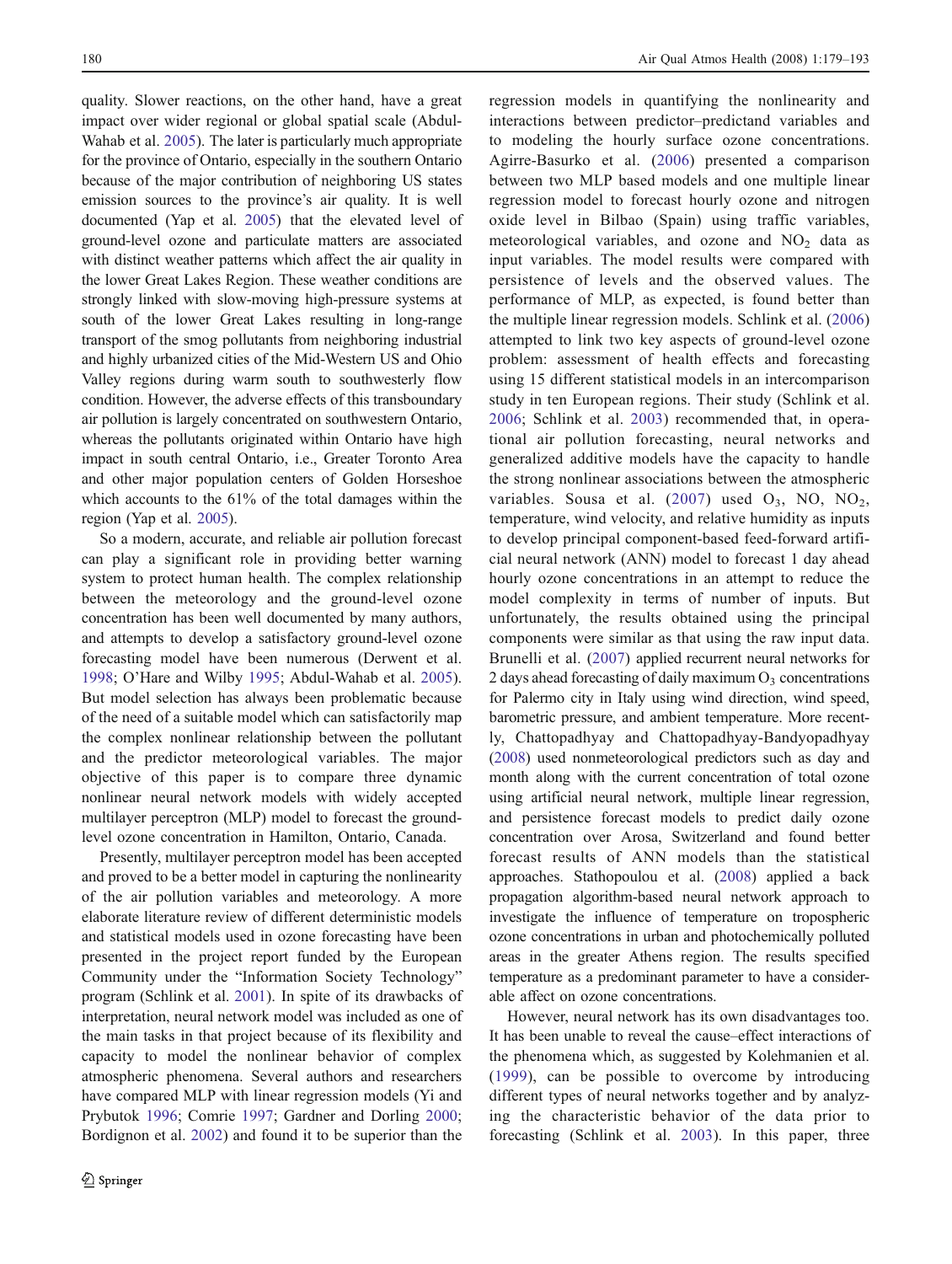quality. Slower reactions, on the other hand, have a great impact over wider regional or global spatial scale (Abdul-Wahab et al. 2005). The later is particularly much appropriate for the province of Ontario, especially in the southern Ontario because of the major contribution of neighboring US states emission sources to the province's air quality. It is well documented (Yap et al. 2005) that the elevated level of ground-level ozone and particulate matters are associated with distinct weather patterns which affect the air quality in the lower Great Lakes Region. These weather conditions are strongly linked with slow-moving high-pressure systems at south of the lower Great Lakes resulting in long-range transport of the smog pollutants from neighboring industrial and highly urbanized cities of the Mid-Western US and Ohio Valley regions during warm south to southwesterly flow condition. However, the adverse effects of this transboundary air pollution is largely concentrated on southwestern Ontario, whereas the pollutants originated within Ontario have high impact in south central Ontario, i.e., Greater Toronto Area and other major population centers of Golden Horseshoe which accounts to the 61% of the total damages within the region (Yap et al. 2005).

So a modern, accurate, and reliable air pollution forecast can play a significant role in providing better warning system to protect human health. The complex relationship between the meteorology and the ground-level ozone concentration has been well documented by many authors, and attempts to develop a satisfactory ground-level ozone forecasting model have been numerous (Derwent et al. 1998; O'Hare and Wilby 1995; Abdul-Wahab et al. 2005). But model selection has always been problematic because of the need of a suitable model which can satisfactorily map the complex nonlinear relationship between the pollutant and the predictor meteorological variables. The major objective of this paper is to compare three dynamic nonlinear neural network models with widely accepted multilayer perceptron (MLP) model to forecast the ground-level ozone concentration in Hamilton, Ontario, Canada.

Presently, multilayer perceptron model has been accepted and proved to be a better model in capturing the nonlinearity of the air pollution variables and meteorology. A more elaborate literature review of different deterministic models and statistical models used in ozone forecasting have been presented in the project report funded by the European Community under the "Information Society Technology" program (Schlink et al. 2001). In spite of its drawbacks of interpretation, neural network model was included as one of the main tasks in that project because of its flexibility and capacity to model the nonlinear behavior of complex atmospheric phenomena. Several authors and researchers have compared MLP with linear regression models (Yi and Prybutok 1996; Comrie 1997; Gardner and Dorling 2000; Bordignon et al. 2002) and found it to be superior than the regression models in quantifying the nonlinearity and interactions between predictor–predictand variables and to modeling the hourly surface ozone concentrations. Agirre-Basurko et al. (2006) presented a comparison between two MLP based models and one multiple linear regression model to forecast hourly ozone and nitrogen oxide level in Bilbao (Spain) using traffic variables, meteorological variables, and ozone and $NO_2$ data as input variables. The model results were compared with persistence of levels and the observed values. The performance of MLP, as expected, is found better than the multiple linear regression models. Schlink et al. (2006) attempted to link two key aspects of ground-level ozone problem: assessment of health effects and forecasting using 15 different statistical models in an intercomparison study in ten European regions. Their study (Schlink et al. 2006; Schlink et al. 2003) recommended that, in operational air pollution forecasting, neural networks and generalized additive models have the capacity to handle the strong nonlinear associations between the atmospheric variables. Sousa et al. (2007) used $O_3$, NO, $NO_2$, temperature, wind velocity, and relative humidity as inputs to develop principal component-based feed-forward artificial neural network (ANN) model to forecast 1 day ahead hourly ozone concentrations in an attempt to reduce the model complexity in terms of number of inputs. But unfortunately, the results obtained using the principal components were similar as that using the raw input data. Brunelli et al. (2007) applied recurrent neural networks for 2 days ahead forecasting of daily maximum $O_3$ concentrations for Palermo city in Italy using wind direction, wind speed, barometric pressure, and ambient temperature. More recently, Chattopadhyay and Chattopadhyay-Bandyopadhyay (2008) used nonmeteorological predictors such as day and month along with the current concentration of total ozone using artificial neural network, multiple linear regression, and persistence forecast models to predict daily ozone concentration over Arosa, Switzerland and found better forecast results of ANN models than the statistical approaches. Stathopoulou et al. (2008) applied a back propagation algorithm-based neural network approach to investigate the influence of temperature on tropospheric ozone concentrations in urban and photochemically polluted areas in the greater Athens region. The results specified temperature as a predominant parameter to have a considerable affect on ozone concentrations.

However, neural network has its own disadvantages too. It has been unable to reveal the cause–effect interactions of the phenomena which, as suggested by Kolehmanien et al. (1999), can be possible to overcome by introducing different types of neural networks together and by analyzing the characteristic behavior of the data prior to forecasting (Schlink et al. 2003). In this paper, three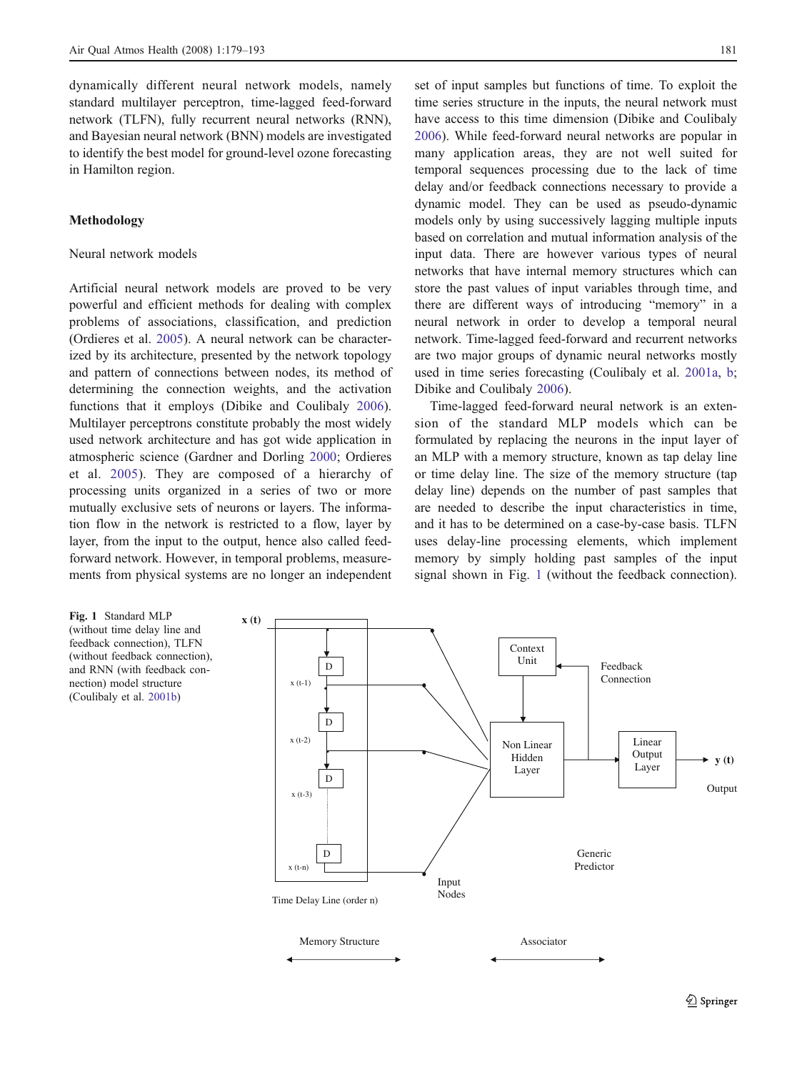dynamically different neural network models, namely standard multilayer perceptron, time-lagged feed-forward network (TLFN), fully recurrent neural networks (RNN), and Bayesian neural network (BNN) models are investigated to identify the best model for ground-level ozone forecasting in Hamilton region.

## Methodology

### Neural network models

Artificial neural network models are proved to be very powerful and efficient methods for dealing with complex problems of associations, classification, and prediction (Ordieres et al. 2005). A neural network can be characterized by its architecture, presented by the network topology and pattern of connections between nodes, its method of determining the connection weights, and the activation functions that it employs (Dibike and Coulibaly 2006). Multilayer perceptrons constitute probably the most widely used network architecture and has got wide application in atmospheric science (Gardner and Dorling 2000; Ordieres et al. 2005). They are composed of a hierarchy of processing units organized in a series of two or more mutually exclusive sets of neurons or layers. The information flow in the network is restricted to a flow, layer by layer, from the input to the output, hence also called feed-forward network. However, in temporal problems, measurements from physical systems are no longer an independent set of input samples but functions of time. To exploit the time series structure in the inputs, the neural network must have access to this time dimension (Dibike and Coulibaly 2006). While feed-forward neural networks are popular in many application areas, they are not well suited for temporal sequences processing due to the lack of time delay and/or feedback connections necessary to provide a dynamic model. They can be used as pseudo-dynamic models only by using successively lagging multiple inputs based on correlation and mutual information analysis of the input data. There are however various types of neural networks that have internal memory structures which can store the past values of input variables through time, and there are different ways of introducing "memory" in a neural network in order to develop a temporal neural network. Time-lagged feed-forward and recurrent networks are two major groups of dynamic neural networks mostly used in time series forecasting (Coulibaly et al. 2001a, b; Dibike and Coulibaly 2006).

Time-lagged feed-forward neural network is an extension of the standard MLP models which can be formulated by replacing the neurons in the input layer of an MLP with a memory structure, known as tap delay line or time delay line. The size of the memory structure (tap delay line) depends on the number of past samples that are needed to describe the input characteristics in time, and it has to be determined on a case-by-case basis. TLFN uses delay-line processing elements, which implement memory by simply holding past samples of the input signal shown in Fig. 1 (without the feedback connection).

**Fig. 1** Standard MLP (without time delay line and feedback connection), TLFN (without feedback connection), and RNN (with feedback connection) model structure (Coulibaly et al. 2001b)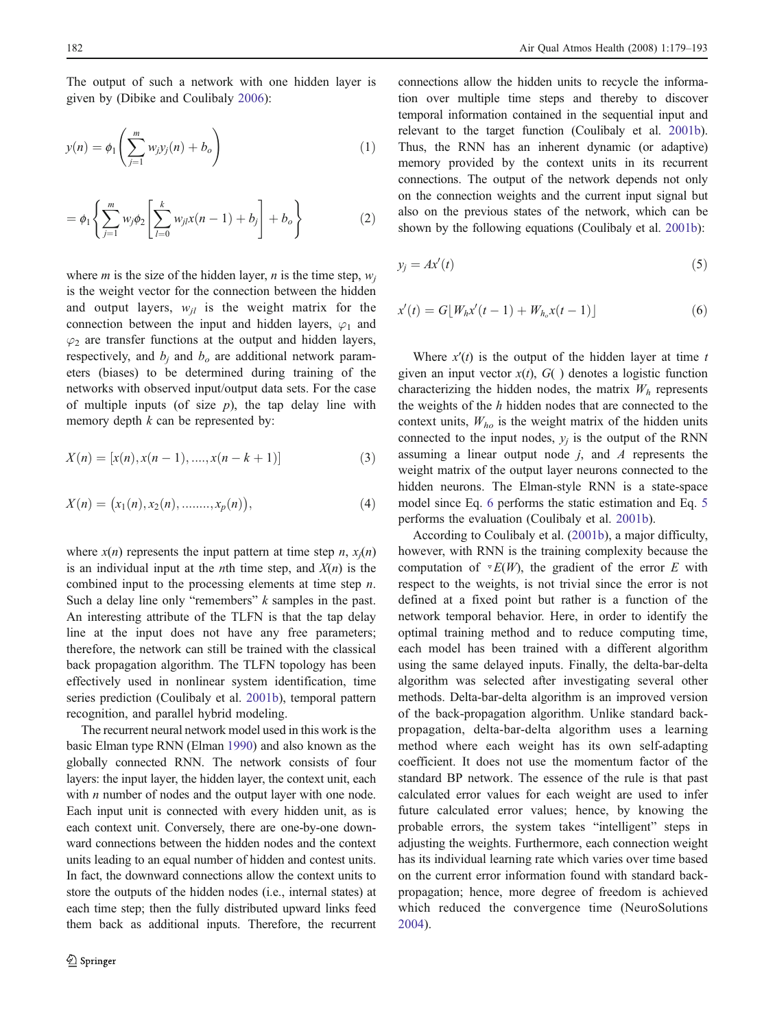The output of such a network with one hidden layer is given by (Dibike and Coulibaly 2006):

$$y(n) = \phi_1\left(\sum_{j=1}^{m} w_j y_j(n) + b_o\right) \tag{1}$$

$$= \phi_1\left\{\sum_{j=1}^{m} w_j \phi_2\left[\sum_{l=0}^{k} w_{jl} x(n-1) + b_j\right] + b_o\right\} \tag{2}$$

where $m$ is the size of the hidden layer, $n$ is the time step, $w_j$ is the weight vector for the connection between the hidden and output layers, $w_{jl}$ is the weight matrix for the connection between the input and hidden layers, $\varphi_1$ and $\varphi_2$ are transfer functions at the output and hidden layers, respectively, and $b_j$ and $b_o$ are additional network parameters (biases) to be determined during training of the networks with observed input/output data sets. For the case of multiple inputs (of size $p$), the tap delay line with memory depth $k$ can be represented by:

$$X(n) = [x(n), x(n-1), \ldots., x(n-k+1)] \tag{3}$$

$$X(n) = \left(x_1(n), x_2(n), \ldots\ldots\ldots, x_p(n)\right), \tag{4}$$

where $x(n)$ represents the input pattern at time step $n$, $x_j(n)$ is an individual input at the $n$th time step, and $X(n)$ is the combined input to the processing elements at time step $n$. Such a delay line only "remembers" $k$ samples in the past. An interesting attribute of the TLFN is that the tap delay line at the input does not have any free parameters; therefore, the network can still be trained with the classical back propagation algorithm. The TLFN topology has been effectively used in nonlinear system identification, time series prediction (Coulibaly et al. 2001b), temporal pattern recognition, and parallel hybrid modeling.

The recurrent neural network model used in this work is the basic Elman type RNN (Elman 1990) and also known as the globally connected RNN. The network consists of four layers: the input layer, the hidden layer, the context unit, each with $n$ number of nodes and the output layer with one node. Each input unit is connected with every hidden unit, as is each context unit. Conversely, there are one-by-one downward connections between the hidden nodes and the context units leading to an equal number of hidden and contest units. In fact, the downward connections allow the context units to store the outputs of the hidden nodes (i.e., internal states) at each time step; then the fully distributed upward links feed them back as additional inputs. Therefore, the recurrent connections allow the hidden units to recycle the information over multiple time steps and thereby to discover temporal information contained in the sequential input and relevant to the target function (Coulibaly et al. 2001b). Thus, the RNN has an inherent dynamic (or adaptive) memory provided by the context units in its recurrent connections. The output of the network depends not only on the connection weights and the current input signal but also on the previous states of the network, which can be shown by the following equations (Coulibaly et al. 2001b):

$$y_j = Ax'(t) \tag{5}$$

$$x'(t) = G\lfloor W_h x'(t-1) + W_{h_o} x(t-1)\rfloor \tag{6}$$

Where $x'(t)$ is the output of the hidden layer at time $t$ given an input vector $x(t)$, $G(\ )$ denotes a logistic function characterizing the hidden nodes, the matrix $W_h$ represents the weights of the $h$ hidden nodes that are connected to the context units, $W_{ho}$ is the weight matrix of the hidden units connected to the input nodes, $y_j$ is the output of the RNN assuming a linear output node $j$, and $A$ represents the weight matrix of the output layer neurons connected to the hidden neurons. The Elman-style RNN is a state-space model since Eq. 6 performs the static estimation and Eq. 5 performs the evaluation (Coulibaly et al. 2001b).

According to Coulibaly et al. (2001b), a major difficulty, however, with RNN is the training complexity because the computation of $\nabla E(W)$, the gradient of the error $E$ with respect to the weights, is not trivial since the error is not defined at a fixed point but rather is a function of the network temporal behavior. Here, in order to identify the optimal training method and to reduce computing time, each model has been trained with a different algorithm using the same delayed inputs. Finally, the delta-bar-delta algorithm was selected after investigating several other methods. Delta-bar-delta algorithm is an improved version of the back-propagation algorithm. Unlike standard back-propagation, delta-bar-delta algorithm uses a learning method where each weight has its own self-adapting coefficient. It does not use the momentum factor of the standard BP network. The essence of the rule is that past calculated error values for each weight are used to infer future calculated error values; hence, by knowing the probable errors, the system takes "intelligent" steps in adjusting the weights. Furthermore, each connection weight has its individual learning rate which varies over time based on the current error information found with standard back-propagation; hence, more degree of freedom is achieved which reduced the convergence time (NeuroSolutions 2004).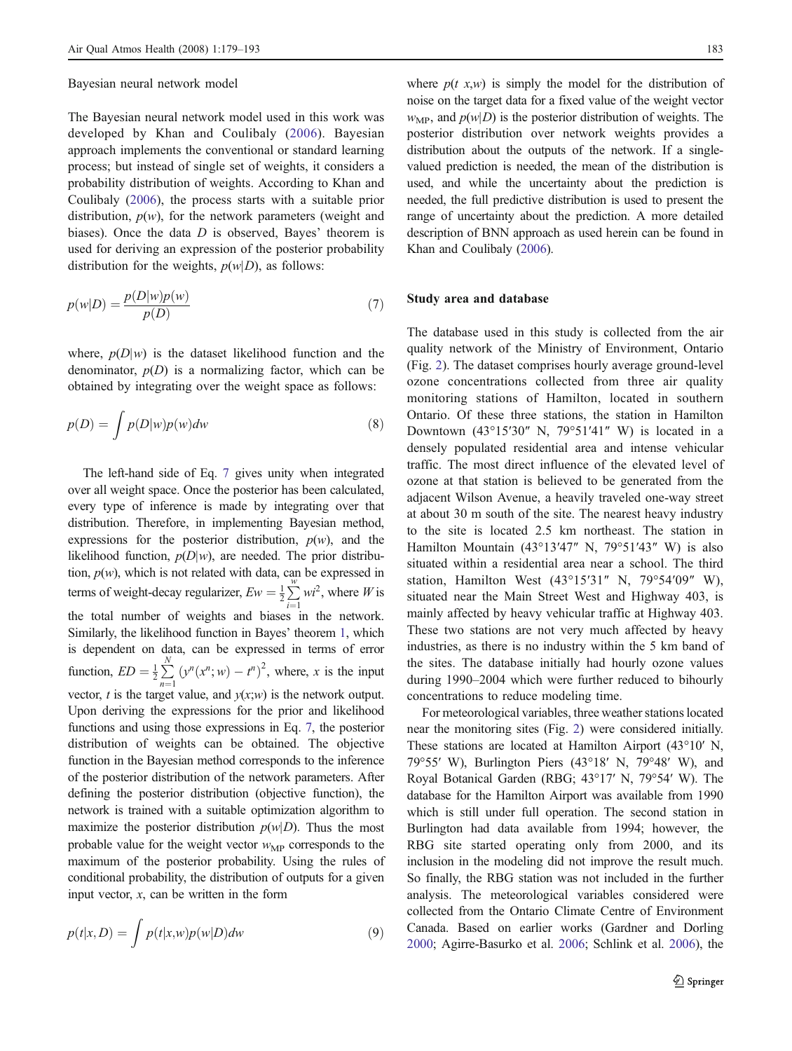Bayesian neural network model

The Bayesian neural network model used in this work was developed by Khan and Coulibaly (2006). Bayesian approach implements the conventional or standard learning process; but instead of single set of weights, it considers a probability distribution of weights. According to Khan and Coulibaly (2006), the process starts with a suitable prior distribution, $p(w)$, for the network parameters (weight and biases). Once the data $D$ is observed, Bayes' theorem is used for deriving an expression of the posterior probability distribution for the weights, $p(w|D)$, as follows:

$$p(w|D) = \frac{p(D|w)p(w)}{p(D)} \tag{7}$$

where, $p(D|w)$ is the dataset likelihood function and the denominator, $p(D)$ is a normalizing factor, which can be obtained by integrating over the weight space as follows:

$$p(D) = \int p(D|w)p(w)dw \tag{8}$$

The left-hand side of Eq. 7 gives unity when integrated over all weight space. Once the posterior has been calculated, every type of inference is made by integrating over that distribution. Therefore, in implementing Bayesian method, expressions for the posterior distribution, $p(w)$, and the likelihood function, $p(D|w)$, are needed. The prior distribution, $p(w)$, which is not related with data, can be expressed in terms of weight-decay regularizer, $Ew = \frac{1}{2}\sum_{i=1}^{w} wi^2$, where $W$ is the total number of weights and biases in the network. Similarly, the likelihood function in Bayes' theorem 1, which is dependent on data, can be expressed in terms of error function, $ED = \frac{1}{2}\sum_{n=1}^{N} \left(y^n(x^n; w) - t^n\right)^2$, where, $x$ is the input vector, $t$ is the target value, and $y(x;w)$ is the network output. Upon deriving the expressions for the prior and likelihood functions and using those expressions in Eq. 7, the posterior distribution of weights can be obtained. The objective function in the Bayesian method corresponds to the inference of the posterior distribution of the network parameters. After defining the posterior distribution (objective function), the network is trained with a suitable optimization algorithm to maximize the posterior distribution $p(w|D)$. Thus the most probable value for the weight vector $w_{\mathrm{MP}}$ corresponds to the maximum of the posterior probability. Using the rules of conditional probability, the distribution of outputs for a given input vector, $x$, can be written in the form

$$p(t|x, D) = \int p(t|x,w)p(w|D)dw \tag{9}$$

where $p(t\ x,w)$ is simply the model for the distribution of noise on the target data for a fixed value of the weight vector $w_{\mathrm{MP}}$, and $p(w|D)$ is the posterior distribution of weights. The posterior distribution over network weights provides a distribution about the outputs of the network. If a single-valued prediction is needed, the mean of the distribution is used, and while the uncertainty about the prediction is needed, the full predictive distribution is used to present the range of uncertainty about the prediction. A more detailed description of BNN approach as used herein can be found in Khan and Coulibaly (2006).

## Study area and database

The database used in this study is collected from the air quality network of the Ministry of Environment, Ontario (Fig. 2). The dataset comprises hourly average ground-level ozone concentrations collected from three air quality monitoring stations of Hamilton, located in southern Ontario. Of these three stations, the station in Hamilton Downtown (43°15′30″ N, 79°51′41″ W) is located in a densely populated residential area and intense vehicular traffic. The most direct influence of the elevated level of ozone at that station is believed to be generated from the adjacent Wilson Avenue, a heavily traveled one-way street at about 30 m south of the site. The nearest heavy industry to the site is located 2.5 km northeast. The station in Hamilton Mountain (43°13′47″ N, 79°51′43″ W) is also situated within a residential area near a school. The third station, Hamilton West (43°15′31″ N, 79°54′09″ W), situated near the Main Street West and Highway 403, is mainly affected by heavy vehicular traffic at Highway 403. These two stations are not very much affected by heavy industries, as there is no industry within the 5 km band of the sites. The database initially had hourly ozone values during 1990–2004 which were further reduced to bihourly concentrations to reduce modeling time.

For meteorological variables, three weather stations located near the monitoring sites (Fig. 2) were considered initially. These stations are located at Hamilton Airport (43°10′ N, 79°55′ W), Burlington Piers (43°18′ N, 79°48′ W), and Royal Botanical Garden (RBG; 43°17′ N, 79°54′ W). The database for the Hamilton Airport was available from 1990 which is still under full operation. The second station in Burlington had data available from 1994; however, the RBG site started operating only from 2000, and its inclusion in the modeling did not improve the result much. So finally, the RBG station was not included in the further analysis. The meteorological variables considered were collected from the Ontario Climate Centre of Environment Canada. Based on earlier works (Gardner and Dorling 2000; Agirre-Basurko et al. 2006; Schlink et al. 2006), the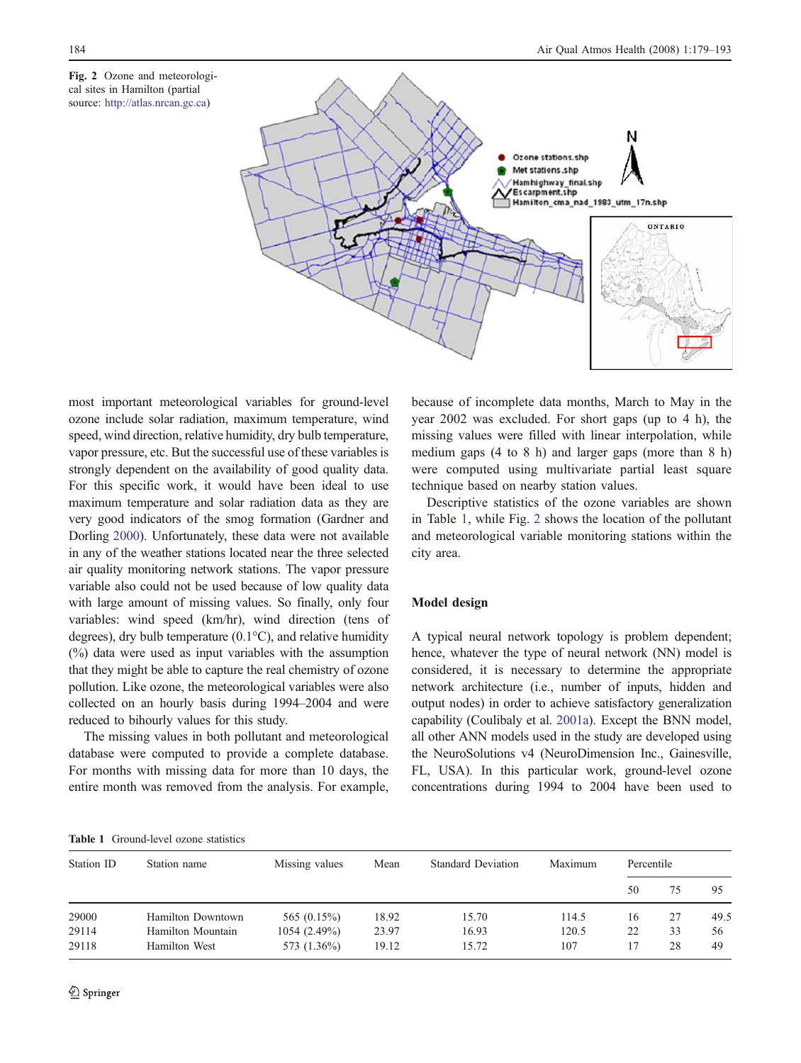Fig. 2 Ozone and meteorological sites in Hamilton (partial source: http://atlas.nrcan.gc.ca)

most important meteorological variables for ground-level ozone include solar radiation, maximum temperature, wind speed, wind direction, relative humidity, dry bulb temperature, vapor pressure, etc. But the successful use of these variables is strongly dependent on the availability of good quality data. For this specific work, it would have been ideal to use maximum temperature and solar radiation data as they are very good indicators of the smog formation (Gardner and Dorling 2000). Unfortunately, these data were not available in any of the weather stations located near the three selected air quality monitoring network stations. The vapor pressure variable also could not be used because of low quality data with large amount of missing values. So finally, only four variables: wind speed (km/hr), wind direction (tens of degrees), dry bulb temperature (0.1°C), and relative humidity (%) data were used as input variables with the assumption that they might be able to capture the real chemistry of ozone pollution. Like ozone, the meteorological variables were also collected on an hourly basis during 1994–2004 and were reduced to bihourly values for this study.

The missing values in both pollutant and meteorological database were computed to provide a complete database. For months with missing data for more than 10 days, the entire month was removed from the analysis. For example, because of incomplete data months, March to May in the year 2002 was excluded. For short gaps (up to 4 h), the missing values were filled with linear interpolation, while medium gaps (4 to 8 h) and larger gaps (more than 8 h) were computed using multivariate partial least square technique based on nearby station values.

Descriptive statistics of the ozone variables are shown in Table 1, while Fig. 2 shows the location of the pollutant and meteorological variable monitoring stations within the city area.

## Model design

A typical neural network topology is problem dependent; hence, whatever the type of neural network (NN) model is considered, it is necessary to determine the appropriate network architecture (i.e., number of inputs, hidden and output nodes) in order to achieve satisfactory generalization capability (Coulibaly et al. 2001a). Except the BNN model, all other ANN models used in the study are developed using the NeuroSolutions v4 (NeuroDimension Inc., Gainesville, FL, USA). In this particular work, ground-level ozone concentrations during 1994 to 2004 have been used to

Table 1 Ground-level ozone statistics

| Station ID | Station name | Missing values | Mean | Standard Deviation | Maximum | Percentile | | |
|---|---|---|---|---|---|---|---|---|
| | | | | | | 50 | 75 | 95 |
| 29000 | Hamilton Downtown | 565 (0.15%) | 18.92 | 15.70 | 114.5 | 16 | 27 | 49.5 |
| 29114 | Hamilton Mountain | 1054 (2.49%) | 23.97 | 16.93 | 120.5 | 22 | 33 | 56 |
| 29118 | Hamilton West | 573 (1.36%) | 19.12 | 15.72 | 107 | 17 | 28 | 49 |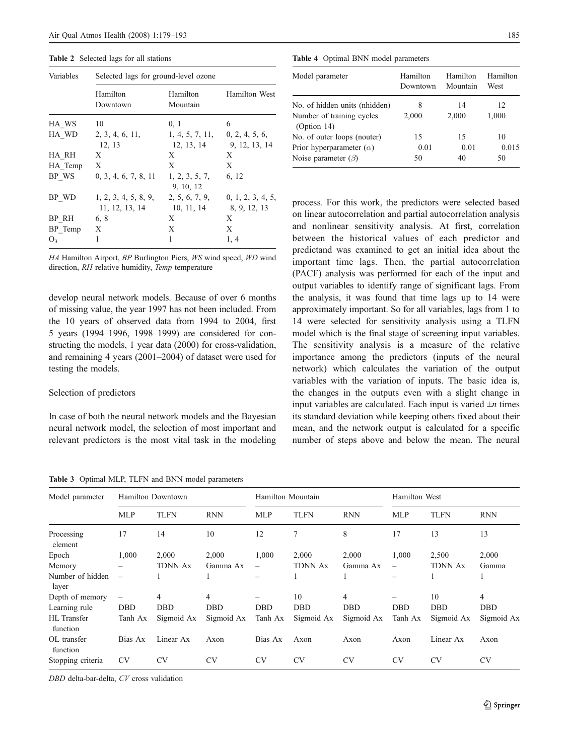**Table 2** Selected lags for all stations

| Variables | Selected lags for ground-level ozone | | |
|---|---|---|---|
| | Hamilton Downtown | Hamilton Mountain | Hamilton West |
| HA_WS | 10 | 0, 1 | 6 |
| HA_WD | 2, 3, 4, 6, 11, 12, 13 | 1, 4, 5, 7, 11, 12, 13, 14 | 0, 2, 4, 5, 6, 9, 12, 13, 14 |
| HA_RH | X | X | X |
| HA_Temp | X | X | X |
| BP_WS | 0, 3, 4, 6, 7, 8, 11 | 1, 2, 3, 5, 7, 9, 10, 12 | 6, 12 |
| BP_WD | 1, 2, 3, 4, 5, 8, 9, 11, 12, 13, 14 | 2, 5, 6, 7, 9, 10, 11, 14 | 0, 1, 2, 3, 4, 5, 8, 9, 12, 13 |
| BP_RH | 6, 8 | X | X |
| BP_Temp | X | X | X |
| $O_3$ | 1 | 1 | 1, 4 |

*HA* Hamilton Airport, *BP* Burlington Piers, *WS* wind speed, *WD* wind direction, *RH* relative humidity, *Temp* temperature

develop neural network models. Because of over 6 months of missing value, the year 1997 has not been included. From the 10 years of observed data from 1994 to 2004, first 5 years (1994–1996, 1998–1999) are considered for constructing the models, 1 year data (2000) for cross-validation, and remaining 4 years (2001–2004) of dataset were used for testing the models.

### Selection of predictors

In case of both the neural network models and the Bayesian neural network model, the selection of most important and relevant predictors is the most vital task in the modeling process. For this work, the predictors were selected based on linear autocorrelation and partial autocorrelation analysis and nonlinear sensitivity analysis. At first, correlation between the historical values of each predictor and predictand was examined to get an initial idea about the important time lags. Then, the partial autocorrelation (PACF) analysis was performed for each of the input and output variables to identify range of significant lags. From the analysis, it was found that time lags up to 14 were approximately important. So for all variables, lags from 1 to 14 were selected for sensitivity analysis using a TLFN model which is the final stage of screening input variables. The sensitivity analysis is a measure of the relative importance among the predictors (inputs of the neural network) which calculates the variation of the output variables with the variation of inputs. The basic idea is, the changes in the outputs even with a slight change in input variables are calculated. Each input is varied $\pm n$ times its standard deviation while keeping others fixed about their mean, and the network output is calculated for a specific number of steps above and below the mean. The neural

**Table 4** Optimal BNN model parameters

| Model parameter | Hamilton Downtown | Hamilton Mountain | Hamilton West |
|---|---|---|---|
| No. of hidden units (nhidden) | 8 | 14 | 12 |
| Number of training cycles (Option 14) | 2,000 | 2,000 | 1,000 |
| No. of outer loops (nouter) | 15 | 15 | 10 |
| Prior hyperparameter ($\alpha$) | 0.01 | 0.01 | 0.015 |
| Noise parameter ($\beta$) | 50 | 40 | 50 |

**Table 3** Optimal MLP, TLFN and BNN model parameters

| Model parameter | Hamilton Downtown | | | Hamilton Mountain | | | Hamilton West | | |
|---|---|---|---|---|---|---|---|---|---|
| | MLP | TLFN | RNN | MLP | TLFN | RNN | MLP | TLFN | RNN |
| Processing element | 17 | 14 | 10 | 12 | 7 | 8 | 17 | 13 | 13 |
| Epoch | 1,000 | 2,000 | 2,000 | 1,000 | 2,000 | 2,000 | 1,000 | 2,500 | 2,000 |
| Memory | – | TDNN Ax | Gamma Ax | – | TDNN Ax | Gamma Ax | – | TDNN Ax | Gamma |
| Number of hidden layer | – | 1 | 1 | – | 1 | 1 | – | 1 | 1 |
| Depth of memory | – | 4 | 4 | – | 10 | 4 | – | 10 | 4 |
| Learning rule | DBD | DBD | DBD | DBD | DBD | DBD | DBD | DBD | DBD |
| HL Transfer function | Tanh Ax | Sigmoid Ax | Sigmoid Ax | Tanh Ax | Sigmoid Ax | Sigmoid Ax | Tanh Ax | Sigmoid Ax | Sigmoid Ax |
| OL transfer function | Bias Ax | Linear Ax | Axon | Bias Ax | Axon | Axon | Axon | Linear Ax | Axon |
| Stopping criteria | CV | CV | CV | CV | CV | CV | CV | CV | CV |

*DBD* delta-bar-delta, *CV* cross validation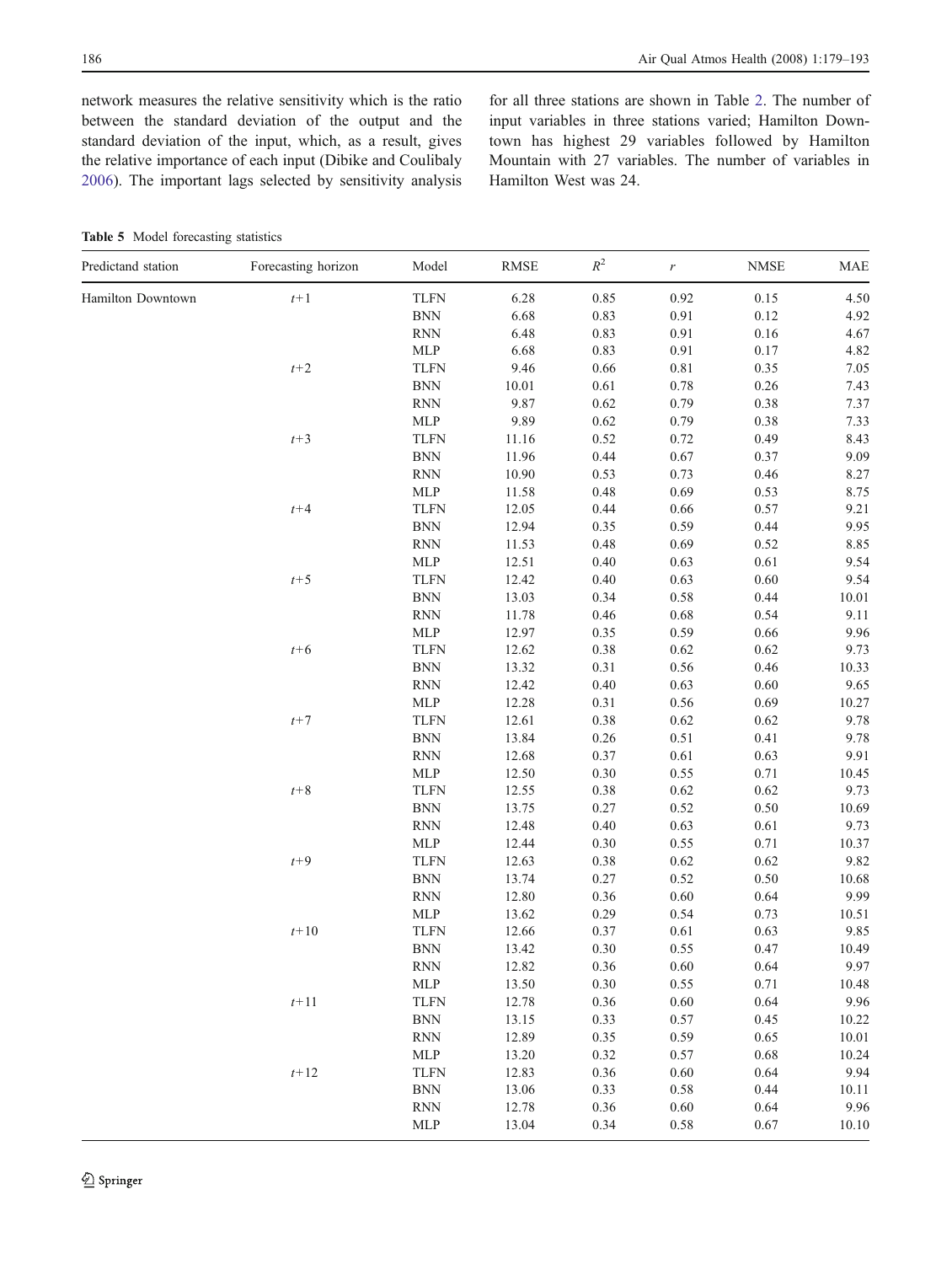network measures the relative sensitivity which is the ratio between the standard deviation of the output and the standard deviation of the input, which, as a result, gives the relative importance of each input (Dibike and Coulibaly 2006). The important lags selected by sensitivity analysis for all three stations are shown in Table 2. The number of input variables in three stations varied; Hamilton Downtown has highest 29 variables followed by Hamilton Mountain with 27 variables. The number of variables in Hamilton West was 24.

**Table 5** Model forecasting statistics

| Predictand station | Forecasting horizon | Model | RMSE | $R^2$ | $r$ | NMSE | MAE |
|---|---|---|---|---|---|---|---|
| Hamilton Downtown | $t$+1 | TLFN | 6.28 | 0.85 | 0.92 | 0.15 | 4.50 |
| | | BNN | 6.68 | 0.83 | 0.91 | 0.12 | 4.92 |
| | | RNN | 6.48 | 0.83 | 0.91 | 0.16 | 4.67 |
| | | MLP | 6.68 | 0.83 | 0.91 | 0.17 | 4.82 |
| | $t$+2 | TLFN | 9.46 | 0.66 | 0.81 | 0.35 | 7.05 |
| | | BNN | 10.01 | 0.61 | 0.78 | 0.26 | 7.43 |
| | | RNN | 9.87 | 0.62 | 0.79 | 0.38 | 7.37 |
| | | MLP | 9.89 | 0.62 | 0.79 | 0.38 | 7.33 |
| | $t$+3 | TLFN | 11.16 | 0.52 | 0.72 | 0.49 | 8.43 |
| | | BNN | 11.96 | 0.44 | 0.67 | 0.37 | 9.09 |
| | | RNN | 10.90 | 0.53 | 0.73 | 0.46 | 8.27 |
| | | MLP | 11.58 | 0.48 | 0.69 | 0.53 | 8.75 |
| | $t$+4 | TLFN | 12.05 | 0.44 | 0.66 | 0.57 | 9.21 |
| | | BNN | 12.94 | 0.35 | 0.59 | 0.44 | 9.95 |
| | | RNN | 11.53 | 0.48 | 0.69 | 0.52 | 8.85 |
| | | MLP | 12.51 | 0.40 | 0.63 | 0.61 | 9.54 |
| | $t$+5 | TLFN | 12.42 | 0.40 | 0.63 | 0.60 | 9.54 |
| | | BNN | 13.03 | 0.34 | 0.58 | 0.44 | 10.01 |
| | | RNN | 11.78 | 0.46 | 0.68 | 0.54 | 9.11 |
| | | MLP | 12.97 | 0.35 | 0.59 | 0.66 | 9.96 |
| | $t$+6 | TLFN | 12.62 | 0.38 | 0.62 | 0.62 | 9.73 |
| | | BNN | 13.32 | 0.31 | 0.56 | 0.46 | 10.33 |
| | | RNN | 12.42 | 0.40 | 0.63 | 0.60 | 9.65 |
| | | MLP | 12.28 | 0.31 | 0.56 | 0.69 | 10.27 |
| | $t$+7 | TLFN | 12.61 | 0.38 | 0.62 | 0.62 | 9.78 |
| | | BNN | 13.84 | 0.26 | 0.51 | 0.41 | 9.78 |
| | | RNN | 12.68 | 0.37 | 0.61 | 0.63 | 9.91 |
| | | MLP | 12.50 | 0.30 | 0.55 | 0.71 | 10.45 |
| | $t$+8 | TLFN | 12.55 | 0.38 | 0.62 | 0.62 | 9.73 |
| | | BNN | 13.75 | 0.27 | 0.52 | 0.50 | 10.69 |
| | | RNN | 12.48 | 0.40 | 0.63 | 0.61 | 9.73 |
| | | MLP | 12.44 | 0.30 | 0.55 | 0.71 | 10.37 |
| | $t$+9 | TLFN | 12.63 | 0.38 | 0.62 | 0.62 | 9.82 |
| | | BNN | 13.74 | 0.27 | 0.52 | 0.50 | 10.68 |
| | | RNN | 12.80 | 0.36 | 0.60 | 0.64 | 9.99 |
| | | MLP | 13.62 | 0.29 | 0.54 | 0.73 | 10.51 |
| | $t$+10 | TLFN | 12.66 | 0.37 | 0.61 | 0.63 | 9.85 |
| | | BNN | 13.42 | 0.30 | 0.55 | 0.47 | 10.49 |
| | | RNN | 12.82 | 0.36 | 0.60 | 0.64 | 9.97 |
| | | MLP | 13.50 | 0.30 | 0.55 | 0.71 | 10.48 |
| | $t$+11 | TLFN | 12.78 | 0.36 | 0.60 | 0.64 | 9.96 |
| | | BNN | 13.15 | 0.33 | 0.57 | 0.45 | 10.22 |
| | | RNN | 12.89 | 0.35 | 0.59 | 0.65 | 10.01 |
| | | MLP | 13.20 | 0.32 | 0.57 | 0.68 | 10.24 |
| | $t$+12 | TLFN | 12.83 | 0.36 | 0.60 | 0.64 | 9.94 |
| | | BNN | 13.06 | 0.33 | 0.58 | 0.44 | 10.11 |
| | | RNN | 12.78 | 0.36 | 0.60 | 0.64 | 9.96 |
| | | MLP | 13.04 | 0.34 | 0.58 | 0.67 | 10.10 |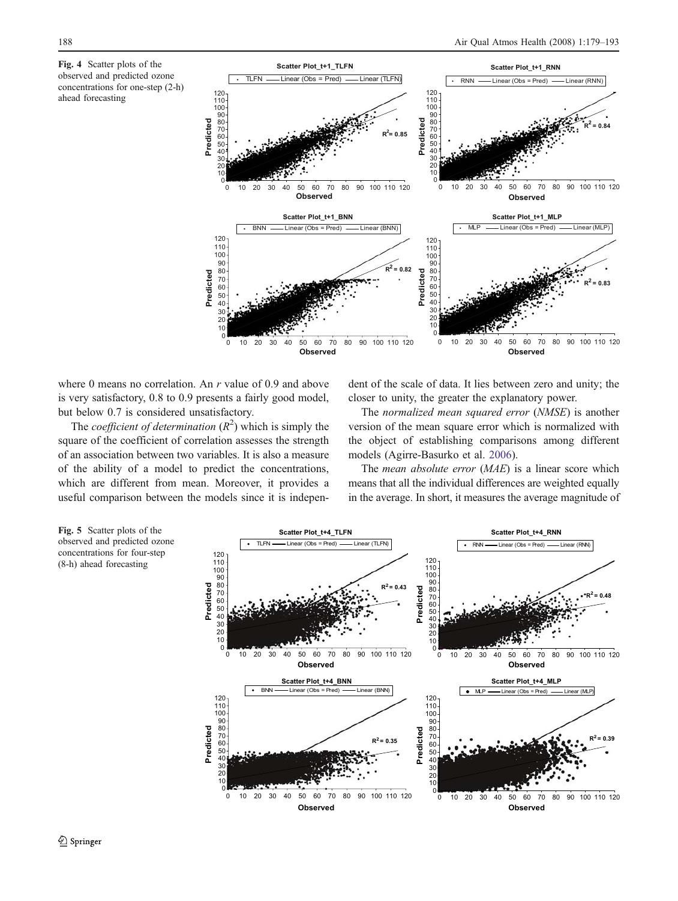**Fig. 4** Scatter plots of the observed and predicted ozone concentrations for one-step (2-h) ahead forecasting

where 0 means no correlation. An $r$ value of 0.9 and above is very satisfactory, 0.8 to 0.9 presents a fairly good model, but below 0.7 is considered unsatisfactory.

The *coefficient of determination* ($R^2$) which is simply the square of the coefficient of correlation assesses the strength of an association between two variables. It is also a measure of the ability of a model to predict the concentrations, which are different from mean. Moreover, it provides a useful comparison between the models since it is independent of the scale of data. It lies between zero and unity; the closer to unity, the greater the explanatory power.

The *normalized mean squared error* (*NMSE*) is another version of the mean square error which is normalized with the object of establishing comparisons among different models (Agirre-Basurko et al. 2006).

The *mean absolute error* (*MAE*) is a linear score which means that all the individual differences are weighted equally in the average. In short, it measures the average magnitude of

**Fig. 5** Scatter plots of the observed and predicted ozone concentrations for four-step (8-h) ahead forecasting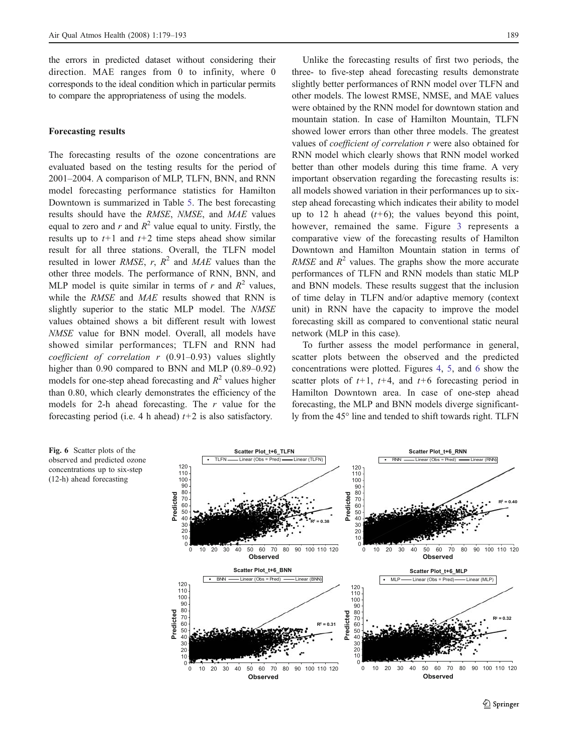the errors in predicted dataset without considering their direction. MAE ranges from 0 to infinity, where 0 corresponds to the ideal condition which in particular permits to compare the appropriateness of using the models.

### Forecasting results

The forecasting results of the ozone concentrations are evaluated based on the testing results for the period of 2001–2004. A comparison of MLP, TLFN, BNN, and RNN model forecasting performance statistics for Hamilton Downtown is summarized in Table 5. The best forecasting results should have the *RMSE*, *NMSE*, and *MAE* values equal to zero and $r$ and $R^2$ value equal to unity. Firstly, the results up to $t+1$ and $t+2$ time steps ahead show similar result for all three stations. Overall, the TLFN model resulted in lower *RMSE*, $r$, $R^2$ and *MAE* values than the other three models. The performance of RNN, BNN, and MLP model is quite similar in terms of $r$ and $R^2$ values, while the *RMSE* and *MAE* results showed that RNN is slightly superior to the static MLP model. The *NMSE* values obtained shows a bit different result with lowest *NMSE* value for BNN model. Overall, all models have showed similar performances; TLFN and RNN had *coefficient of correlation r* (0.91–0.93) values slightly higher than 0.90 compared to BNN and MLP (0.89–0.92) models for one-step ahead forecasting and $R^2$ values higher than 0.80, which clearly demonstrates the efficiency of the models for 2-h ahead forecasting. The $r$ value for the forecasting period (i.e. 4 h ahead) $t+2$ is also satisfactory.

Unlike the forecasting results of first two periods, the three- to five-step ahead forecasting results demonstrate slightly better performances of RNN model over TLFN and other models. The lowest RMSE, NMSE, and MAE values were obtained by the RNN model for downtown station and mountain station. In case of Hamilton Mountain, TLFN showed lower errors than other three models. The greatest values of *coefficient of correlation r* were also obtained for RNN model which clearly shows that RNN model worked better than other models during this time frame. A very important observation regarding the forecasting results is: all models showed variation in their performances up to six-step ahead forecasting which indicates their ability to model up to 12 h ahead ($t+6$); the values beyond this point, however, remained the same. Figure 3 represents a comparative view of the forecasting results of Hamilton Downtown and Hamilton Mountain station in terms of *RMSE* and $R^2$ values. The graphs show the more accurate performances of TLFN and RNN models than static MLP and BNN models. These results suggest that the inclusion of time delay in TLFN and/or adaptive memory (context unit) in RNN have the capacity to improve the model forecasting skill as compared to conventional static neural network (MLP in this case).

To further assess the model performance in general, scatter plots between the observed and the predicted concentrations were plotted. Figures 4, 5, and 6 show the scatter plots of $t+1$, $t+4$, and $t+6$ forecasting period in Hamilton Downtown area. In case of one-step ahead forecasting, the MLP and BNN models diverge significantly from the 45° line and tended to shift towards right. TLFN

Fig. 6 Scatter plots of the observed and predicted ozone concentrations up to six-step (12-h) ahead forecasting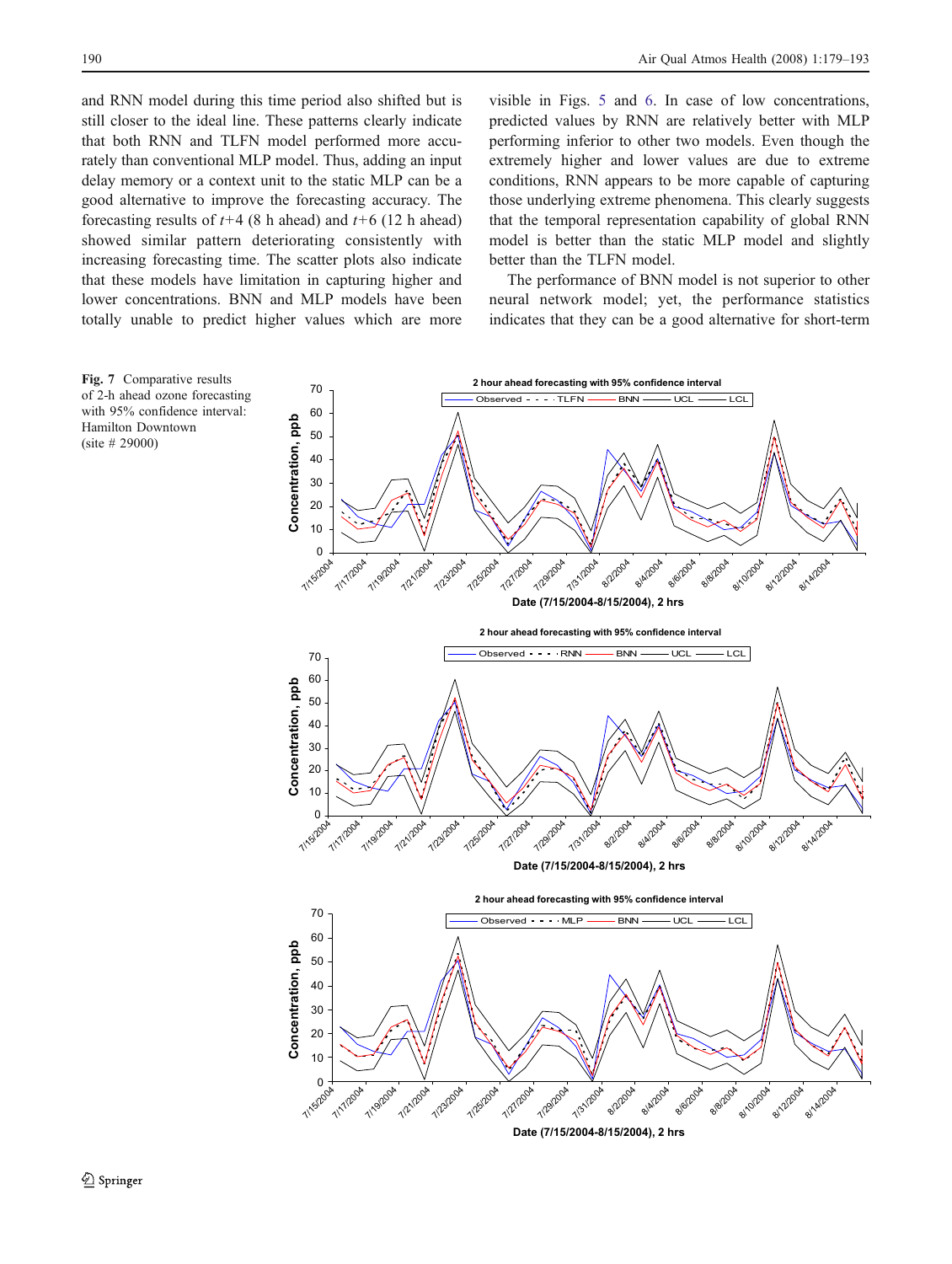and RNN model during this time period also shifted but is still closer to the ideal line. These patterns clearly indicate that both RNN and TLFN model performed more accurately than conventional MLP model. Thus, adding an input delay memory or a context unit to the static MLP can be a good alternative to improve the forecasting accuracy. The forecasting results of $t+4$ (8 h ahead) and $t+6$ (12 h ahead) showed similar pattern deteriorating consistently with increasing forecasting time. The scatter plots also indicate that these models have limitation in capturing higher and lower concentrations. BNN and MLP models have been totally unable to predict higher values which are more visible in Figs. 5 and 6. In case of low concentrations, predicted values by RNN are relatively better with MLP performing inferior to other two models. Even though the extremely higher and lower values are due to extreme conditions, RNN appears to be more capable of capturing those underlying extreme phenomena. This clearly suggests that the temporal representation capability of global RNN model is better than the static MLP model and slightly better than the TLFN model.

The performance of BNN model is not superior to other neural network model; yet, the performance statistics indicates that they can be a good alternative for short-term

**Fig. 7** Comparative results of 2-h ahead ozone forecasting with 95% confidence interval: Hamilton Downtown (site # 29000)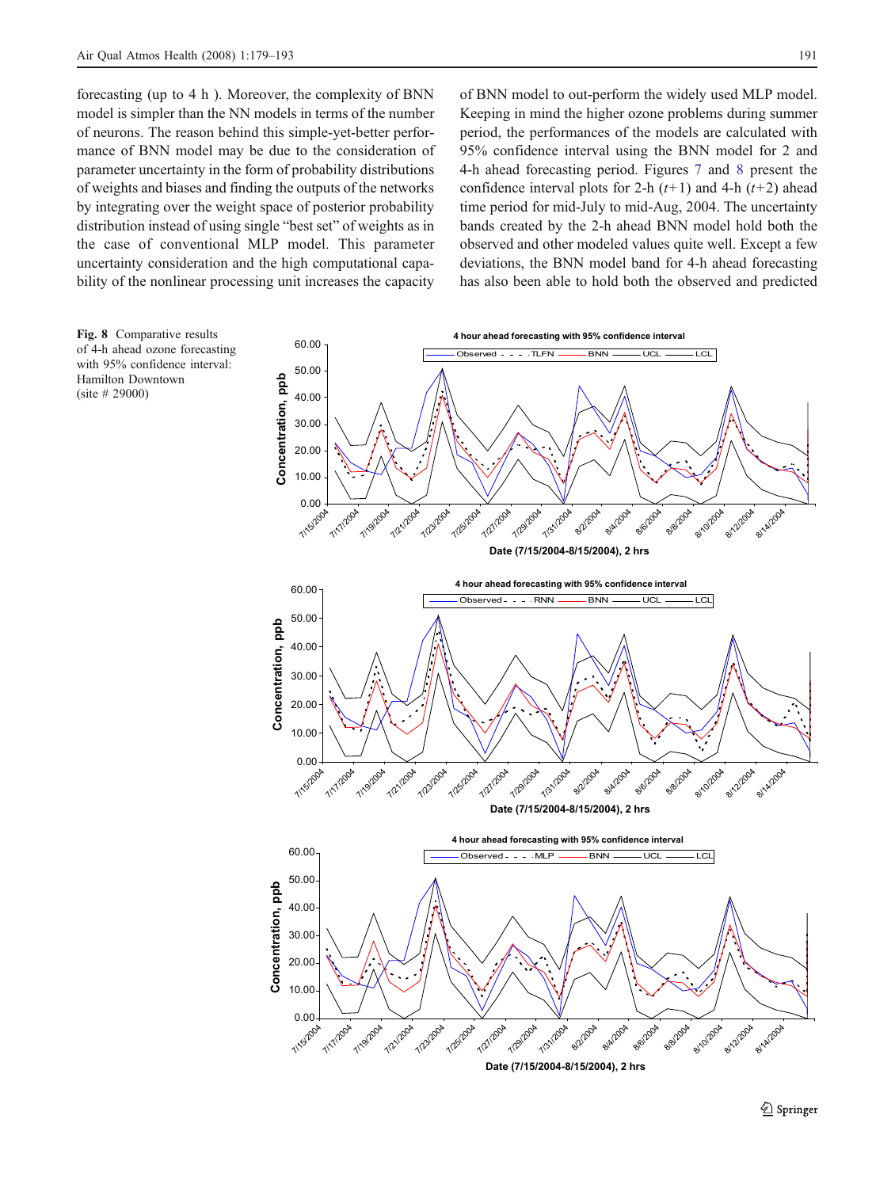forecasting (up to 4 h ). Moreover, the complexity of BNN model is simpler than the NN models in terms of the number of neurons. The reason behind this simple-yet-better performance of BNN model may be due to the consideration of parameter uncertainty in the form of probability distributions of weights and biases and finding the outputs of the networks by integrating over the weight space of posterior probability distribution instead of using single "best set" of weights as in the case of conventional MLP model. This parameter uncertainty consideration and the high computational capability of the nonlinear processing unit increases the capacity of BNN model to out-perform the widely used MLP model. Keeping in mind the higher ozone problems during summer period, the performances of the models are calculated with 95% confidence interval using the BNN model for 2 and 4-h ahead forecasting period. Figures 7 and 8 present the confidence interval plots for 2-h ($t+1$) and 4-h ($t+2$) ahead time period for mid-July to mid-Aug, 2004. The uncertainty bands created by the 2-h ahead BNN model hold both the observed and other modeled values quite well. Except a few deviations, the BNN model band for 4-h ahead forecasting has also been able to hold both the observed and predicted

**Fig. 8** Comparative results of 4-h ahead ozone forecasting with 95% confidence interval: Hamilton Downtown (site # 29000)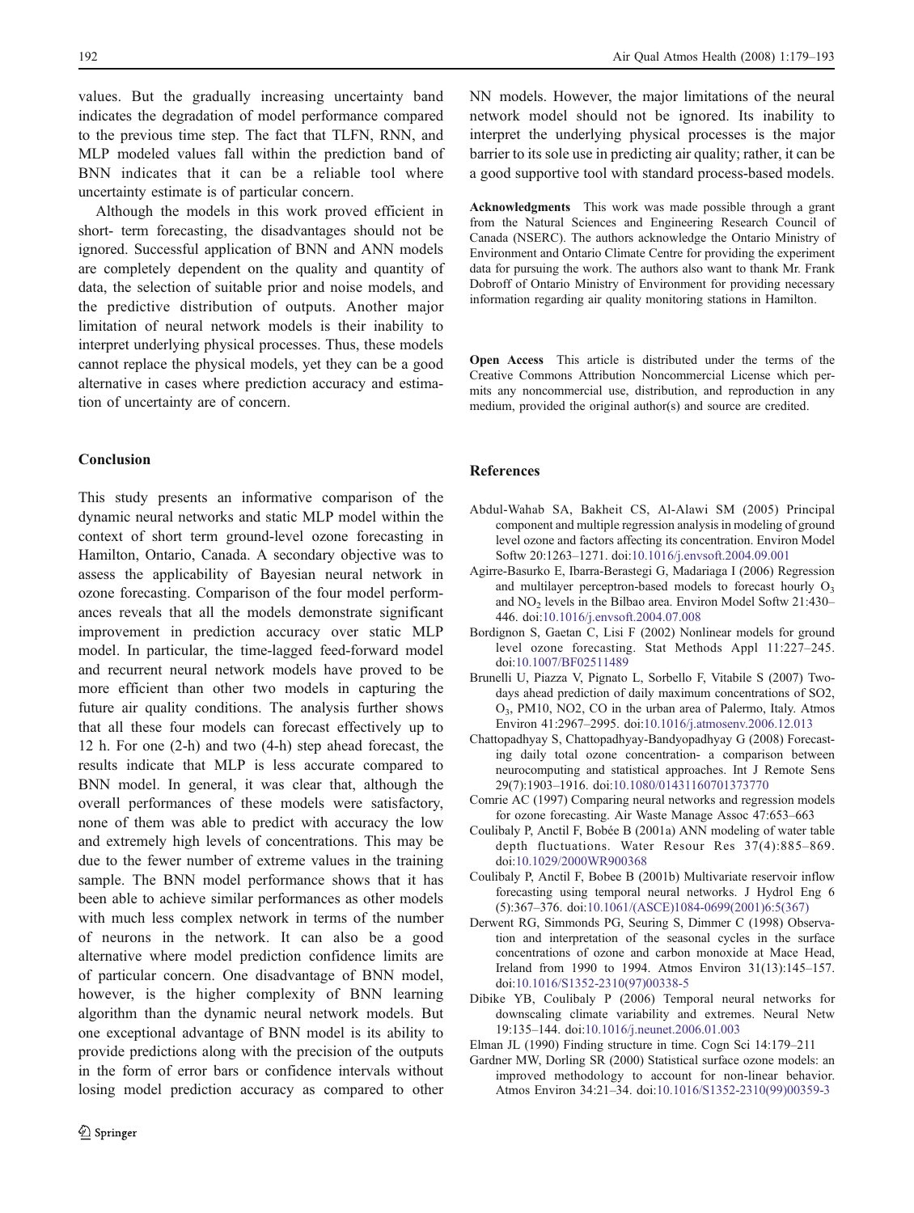values. But the gradually increasing uncertainty band indicates the degradation of model performance compared to the previous time step. The fact that TLFN, RNN, and MLP modeled values fall within the prediction band of BNN indicates that it can be a reliable tool where uncertainty estimate is of particular concern.

Although the models in this work proved efficient in short- term forecasting, the disadvantages should not be ignored. Successful application of BNN and ANN models are completely dependent on the quality and quantity of data, the selection of suitable prior and noise models, and the predictive distribution of outputs. Another major limitation of neural network models is their inability to interpret underlying physical processes. Thus, these models cannot replace the physical models, yet they can be a good alternative in cases where prediction accuracy and estimation of uncertainty are of concern.

## Conclusion

This study presents an informative comparison of the dynamic neural networks and static MLP model within the context of short term ground-level ozone forecasting in Hamilton, Ontario, Canada. A secondary objective was to assess the applicability of Bayesian neural network in ozone forecasting. Comparison of the four model performances reveals that all the models demonstrate significant improvement in prediction accuracy over static MLP model. In particular, the time-lagged feed-forward model and recurrent neural network models have proved to be more efficient than other two models in capturing the future air quality conditions. The analysis further shows that all these four models can forecast effectively up to 12 h. For one (2-h) and two (4-h) step ahead forecast, the results indicate that MLP is less accurate compared to BNN model. In general, it was clear that, although the overall performances of these models were satisfactory, none of them was able to predict with accuracy the low and extremely high levels of concentrations. This may be due to the fewer number of extreme values in the training sample. The BNN model performance shows that it has been able to achieve similar performances as other models with much less complex network in terms of the number of neurons in the network. It can also be a good alternative where model prediction confidence limits are of particular concern. One disadvantage of BNN model, however, is the higher complexity of BNN learning algorithm than the dynamic neural network models. But one exceptional advantage of BNN model is its ability to provide predictions along with the precision of the outputs in the form of error bars or confidence intervals without losing model prediction accuracy as compared to other NN models. However, the major limitations of the neural network model should not be ignored. Its inability to interpret the underlying physical processes is the major barrier to its sole use in predicting air quality; rather, it can be a good supportive tool with standard process-based models.

**Acknowledgments** This work was made possible through a grant from the Natural Sciences and Engineering Research Council of Canada (NSERC). The authors acknowledge the Ontario Ministry of Environment and Ontario Climate Centre for providing the experiment data for pursuing the work. The authors also want to thank Mr. Frank Dobroff of Ontario Ministry of Environment for providing necessary information regarding air quality monitoring stations in Hamilton.

**Open Access** This article is distributed under the terms of the Creative Commons Attribution Noncommercial License which permits any noncommercial use, distribution, and reproduction in any medium, provided the original author(s) and source are credited.

## References

Abdul-Wahab SA, Bakheit CS, Al-Alawi SM (2005) Principal component and multiple regression analysis in modeling of ground level ozone and factors affecting its concentration. Environ Model Softw 20:1263–1271. doi:10.1016/j.envsoft.2004.09.001

Agirre-Basurko E, Ibarra-Berastegi G, Madariaga I (2006) Regression and multilayer perceptron-based models to forecast hourly $O_3$ and $NO_2$ levels in the Bilbao area. Environ Model Softw 21:430–446. doi:10.1016/j.envsoft.2004.07.008

Bordignon S, Gaetan C, Lisi F (2002) Nonlinear models for ground level ozone forecasting. Stat Methods Appl 11:227–245. doi:10.1007/BF02511489

Brunelli U, Piazza V, Pignato L, Sorbello F, Vitabile S (2007) Two-days ahead prediction of daily maximum concentrations of SO2, $O_3$, PM10, NO2, CO in the urban area of Palermo, Italy. Atmos Environ 41:2967–2995. doi:10.1016/j.atmosenv.2006.12.013

Chattopadhyay S, Chattopadhyay-Bandyopadhyay G (2008) Forecasting daily total ozone concentration- a comparison between neurocomputing and statistical approaches. Int J Remote Sens 29(7):1903–1916. doi:10.1080/01431160701373770

Comrie AC (1997) Comparing neural networks and regression models for ozone forecasting. Air Waste Manage Assoc 47:653–663

Coulibaly P, Anctil F, Bobée B (2001a) ANN modeling of water table depth fluctuations. Water Resour Res 37(4):885–869. doi:10.1029/2000WR900368

Coulibaly P, Anctil F, Bobee B (2001b) Multivariate reservoir inflow forecasting using temporal neural networks. J Hydrol Eng 6(5):367–376. doi:10.1061/(ASCE)1084-0699(2001)6:5(367)

Derwent RG, Simmonds PG, Seuring S, Dimmer C (1998) Observation and interpretation of the seasonal cycles in the surface concentrations of ozone and carbon monoxide at Mace Head, Ireland from 1990 to 1994. Atmos Environ 31(13):145–157. doi:10.1016/S1352-2310(97)00338-5

Dibike YB, Coulibaly P (2006) Temporal neural networks for downscaling climate variability and extremes. Neural Netw 19:135–144. doi:10.1016/j.neunet.2006.01.003

Elman JL (1990) Finding structure in time. Cogn Sci 14:179–211

Gardner MW, Dorling SR (2000) Statistical surface ozone models: an improved methodology to account for non-linear behavior. Atmos Environ 34:21–34. doi:10.1016/S1352-2310(99)00359-3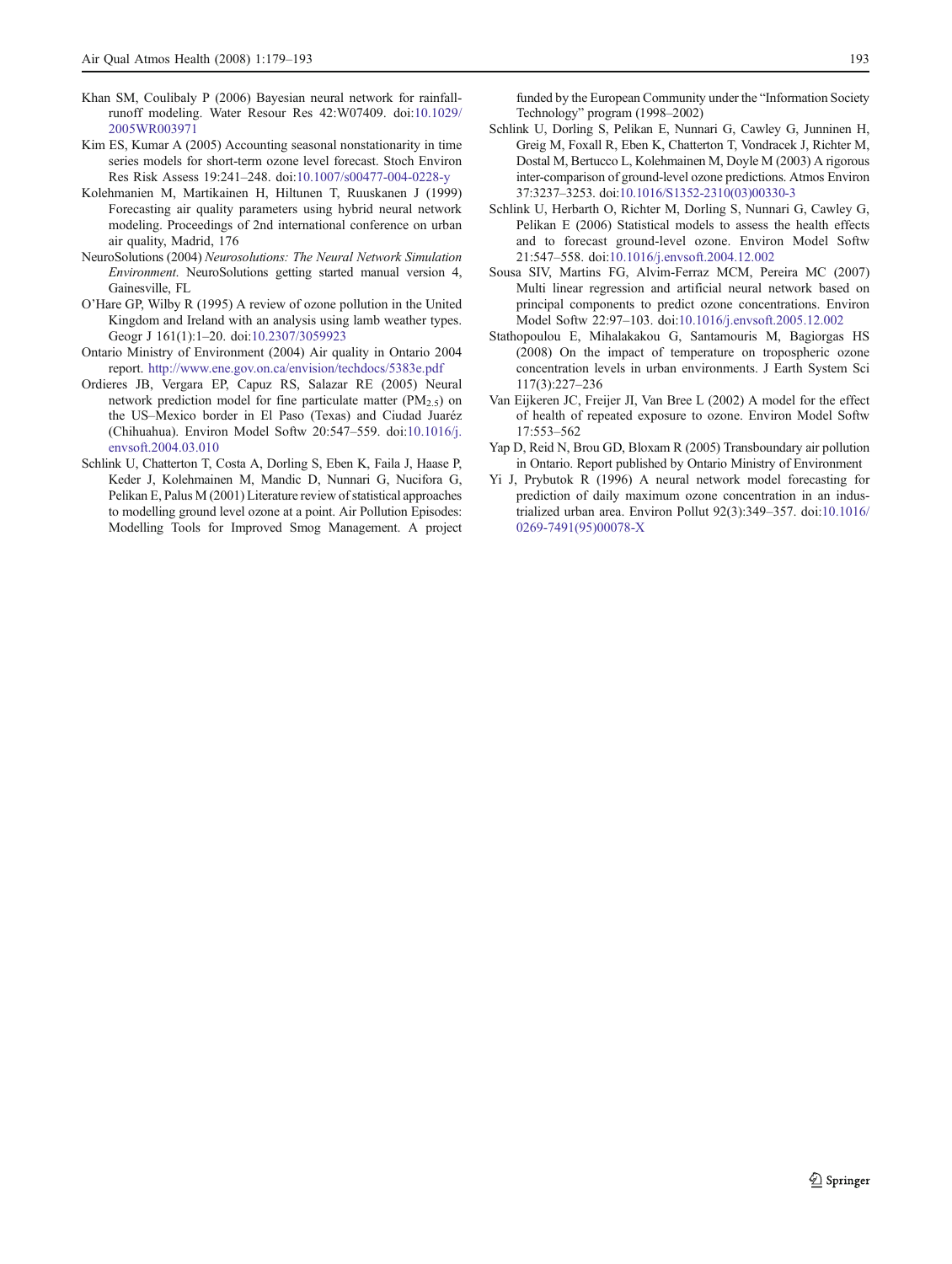Khan SM, Coulibaly P (2006) Bayesian neural network for rainfall-runoff modeling. Water Resour Res 42:W07409. doi:10.1029/2005WR003971

Kim ES, Kumar A (2005) Accounting seasonal nonstationarity in time series models for short-term ozone level forecast. Stoch Environ Res Risk Assess 19:241–248. doi:10.1007/s00477-004-0228-y

Kolehmanien M, Martikainen H, Hiltunen T, Ruuskanen J (1999) Forecasting air quality parameters using hybrid neural network modeling. Proceedings of 2nd international conference on urban air quality, Madrid, 176

NeuroSolutions (2004) *Neurosolutions: The Neural Network Simulation Environment*. NeuroSolutions getting started manual version 4, Gainesville, FL

O'Hare GP, Wilby R (1995) A review of ozone pollution in the United Kingdom and Ireland with an analysis using lamb weather types. Geogr J 161(1):1–20. doi:10.2307/3059923

Ontario Ministry of Environment (2004) Air quality in Ontario 2004 report. http://www.ene.gov.on.ca/envision/techdocs/5383e.pdf

Ordieres JB, Vergara EP, Capuz RS, Salazar RE (2005) Neural network prediction model for fine particulate matter ($PM_{2.5}$) on the US–Mexico border in El Paso (Texas) and Ciudad Juaréz (Chihuahua). Environ Model Softw 20:547–559. doi:10.1016/j.envsoft.2004.03.010

Schlink U, Chatterton T, Costa A, Dorling S, Eben K, Faila J, Haase P, Keder J, Kolehmainen M, Mandic D, Nunnari G, Nucifora G, Pelikan E, Palus M (2001) Literature review of statistical approaches to modelling ground level ozone at a point. Air Pollution Episodes: Modelling Tools for Improved Smog Management. A project funded by the European Community under the "Information Society Technology" program (1998–2002)

Schlink U, Dorling S, Pelikan E, Nunnari G, Cawley G, Junninen H, Greig M, Foxall R, Eben K, Chatterton T, Vondracek J, Richter M, Dostal M, Bertucco L, Kolehmainen M, Doyle M (2003) A rigorous inter-comparison of ground-level ozone predictions. Atmos Environ 37:3237–3253. doi:10.1016/S1352-2310(03)00330-3

Schlink U, Herbarth O, Richter M, Dorling S, Nunnari G, Cawley G, Pelikan E (2006) Statistical models to assess the health effects and to forecast ground-level ozone. Environ Model Softw 21:547–558. doi:10.1016/j.envsoft.2004.12.002

Sousa SIV, Martins FG, Alvim-Ferraz MCM, Pereira MC (2007) Multi linear regression and artificial neural network based on principal components to predict ozone concentrations. Environ Model Softw 22:97–103. doi:10.1016/j.envsoft.2005.12.002

Stathopoulou E, Mihalakakou G, Santamouris M, Bagiorgas HS (2008) On the impact of temperature on tropospheric ozone concentration levels in urban environments. J Earth System Sci 117(3):227–236

Van Eijkeren JC, Freijer JI, Van Bree L (2002) A model for the effect of health of repeated exposure to ozone. Environ Model Softw 17:553–562

Yap D, Reid N, Brou GD, Bloxam R (2005) Transboundary air pollution in Ontario. Report published by Ontario Ministry of Environment

Yi J, Prybutok R (1996) A neural network model forecasting for prediction of daily maximum ozone concentration in an industrialized urban area. Environ Pollut 92(3):349–357. doi:10.1016/0269-7491(95)00078-X